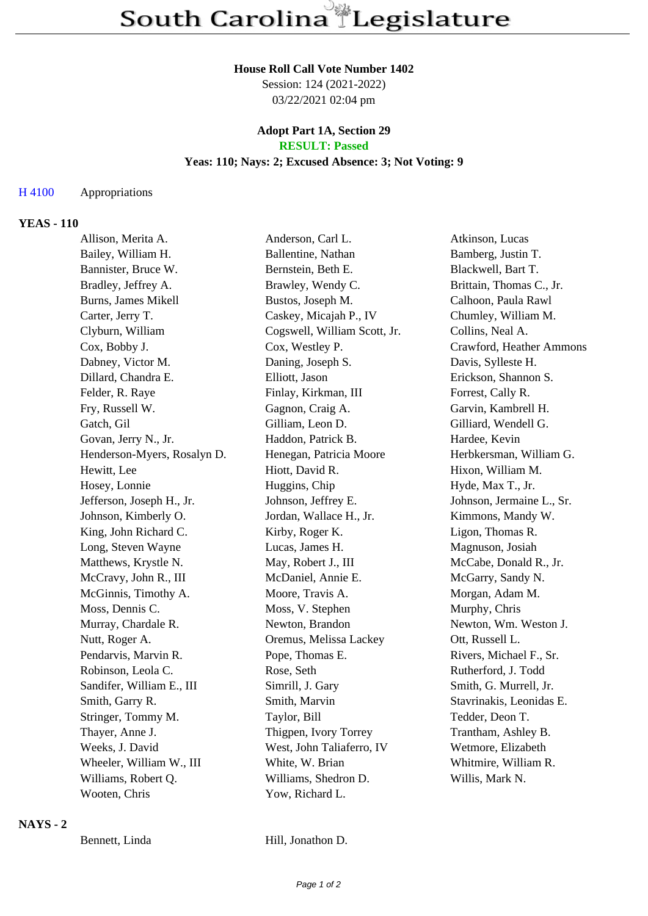# South Carolina Legislature

**House Roll Call Vote Number 1402**
Session: 124 (2021-2022)
03/22/2021 02:04 pm

**Adopt Part 1A, Section 29**
**RESULT: Passed**
**Yeas: 110; Nays: 2; Excused Absence: 3; Not Voting: 9**

H 4100 Appropriations

## YEAS - 110

| | | |
|---|---|---|
| Allison, Merita A. | Anderson, Carl L. | Atkinson, Lucas |
| Bailey, William H. | Ballentine, Nathan | Bamberg, Justin T. |
| Bannister, Bruce W. | Bernstein, Beth E. | Blackwell, Bart T. |
| Bradley, Jeffrey A. | Brawley, Wendy C. | Brittain, Thomas C., Jr. |
| Burns, James Mikell | Bustos, Joseph M. | Calhoon, Paula Rawl |
| Carter, Jerry T. | Caskey, Micajah P., IV | Chumley, William M. |
| Clyburn, William | Cogswell, William Scott, Jr. | Collins, Neal A. |
| Cox, Bobby J. | Cox, Westley P. | Crawford, Heather Ammons |
| Dabney, Victor M. | Daning, Joseph S. | Davis, Sylleste H. |
| Dillard, Chandra E. | Elliott, Jason | Erickson, Shannon S. |
| Felder, R. Raye | Finlay, Kirkman, III | Forrest, Cally R. |
| Fry, Russell W. | Gagnon, Craig A. | Garvin, Kambrell H. |
| Gatch, Gil | Gilliam, Leon D. | Gilliard, Wendell G. |
| Govan, Jerry N., Jr. | Haddon, Patrick B. | Hardee, Kevin |
| Henderson-Myers, Rosalyn D. | Henegan, Patricia Moore | Herbkersman, William G. |
| Hewitt, Lee | Hiott, David R. | Hixon, William M. |
| Hosey, Lonnie | Huggins, Chip | Hyde, Max T., Jr. |
| Jefferson, Joseph H., Jr. | Johnson, Jeffrey E. | Johnson, Jermaine L., Sr. |
| Johnson, Kimberly O. | Jordan, Wallace H., Jr. | Kimmons, Mandy W. |
| King, John Richard C. | Kirby, Roger K. | Ligon, Thomas R. |
| Long, Steven Wayne | Lucas, James H. | Magnuson, Josiah |
| Matthews, Krystle N. | May, Robert J., III | McCabe, Donald R., Jr. |
| McCravy, John R., III | McDaniel, Annie E. | McGarry, Sandy N. |
| McGinnis, Timothy A. | Moore, Travis A. | Morgan, Adam M. |
| Moss, Dennis C. | Moss, V. Stephen | Murphy, Chris |
| Murray, Chardale R. | Newton, Brandon | Newton, Wm. Weston J. |
| Nutt, Roger A. | Oremus, Melissa Lackey | Ott, Russell L. |
| Pendarvis, Marvin R. | Pope, Thomas E. | Rivers, Michael F., Sr. |
| Robinson, Leola C. | Rose, Seth | Rutherford, J. Todd |
| Sandifer, William E., III | Simrill, J. Gary | Smith, G. Murrell, Jr. |
| Smith, Garry R. | Smith, Marvin | Stavrinakis, Leonidas E. |
| Stringer, Tommy M. | Taylor, Bill | Tedder, Deon T. |
| Thayer, Anne J. | Thigpen, Ivory Torrey | Trantham, Ashley B. |
| Weeks, J. David | West, John Taliaferro, IV | Wetmore, Elizabeth |
| Wheeler, William W., III | White, W. Brian | Whitmire, William R. |
| Williams, Robert Q. | Williams, Shedron D. | Willis, Mark N. |
| Wooten, Chris | Yow, Richard L. | |

## NAYS - 2

| | |
|---|---|
| Bennett, Linda | Hill, Jonathon D. |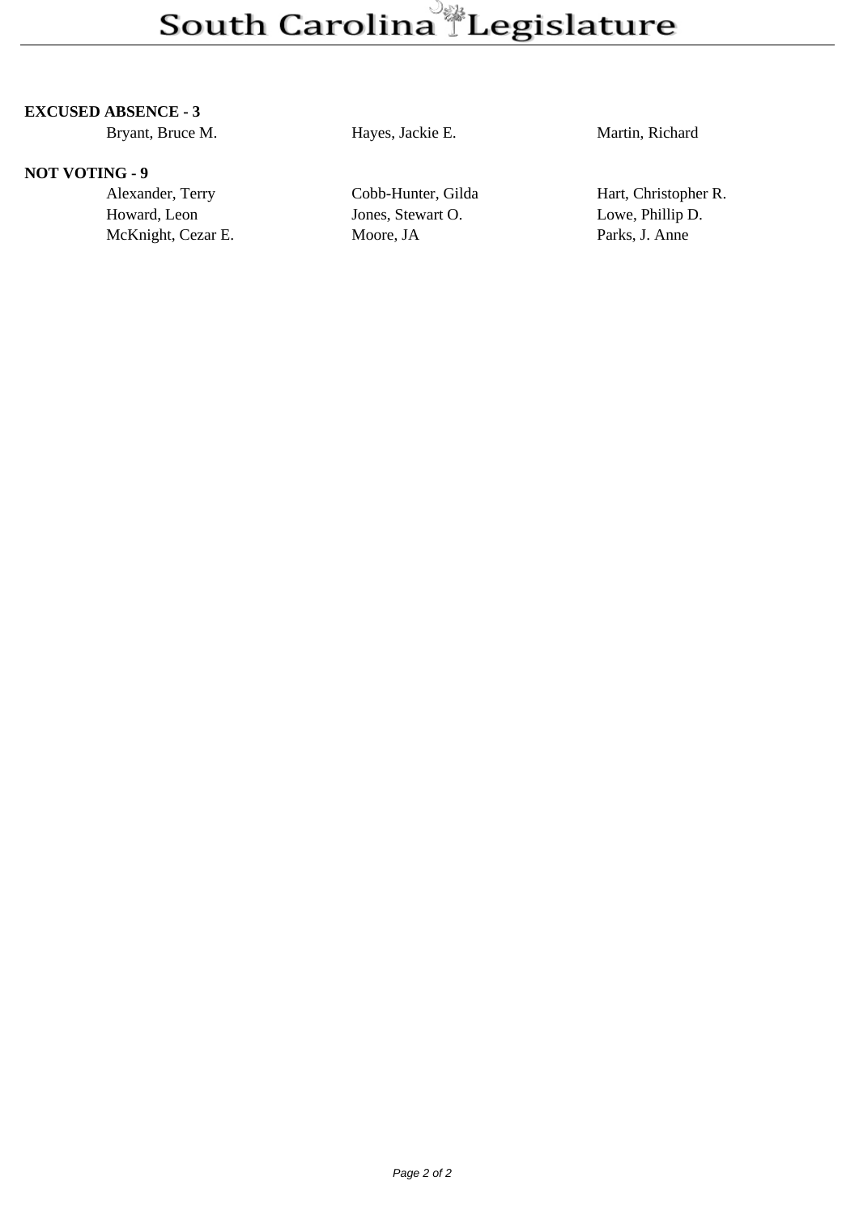**EXCUSED ABSENCE - 3**

| | | |
|---|---|---|
| Bryant, Bruce M. | Hayes, Jackie E. | Martin, Richard |

**NOT VOTING - 9**

| | | |
|---|---|---|
| Alexander, Terry | Cobb-Hunter, Gilda | Hart, Christopher R. |
| Howard, Leon | Jones, Stewart O. | Lowe, Phillip D. |
| McKnight, Cezar E. | Moore, JA | Parks, J. Anne |